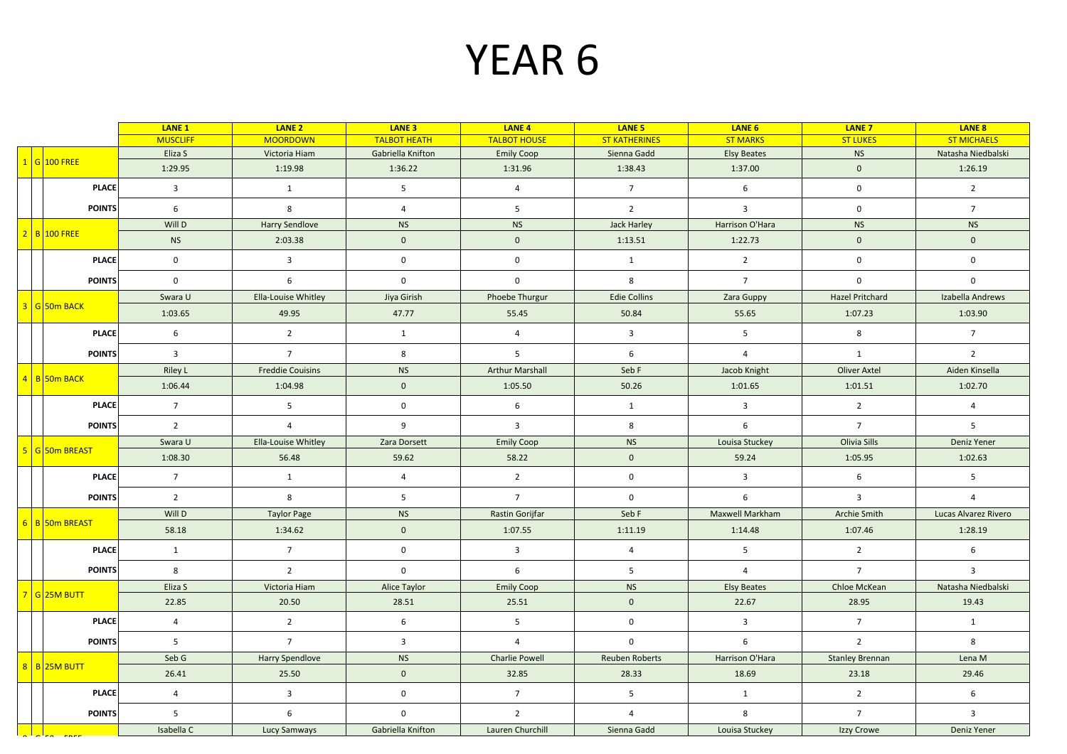# YEAR 6

| | | LANE 1 | LANE 2 | LANE 3 | LANE 4 | LANE 5 | LANE 6 | LANE 7 | LANE 8 |
|---|---|---|---|---|---|---|---|---|---|
| | | MUSCLIFF | MOORDOWN | TALBOT HEATH | TALBOT HOUSE | ST KATHERINES | ST MARKS | ST LUKES | ST MICHAELS |
| 1 | G 100 FREE | Eliza S | Victoria Hiam | Gabriella Knifton | Emily Coop | Sienna Gadd | Elsy Beates | NS | Natasha Niedbalski |
| | | 1:29.95 | 1:19.98 | 1:36.22 | 1:31.96 | 1:38.43 | 1:37.00 | 0 | 1:26.19 |
| | PLACE | 3 | 1 | 5 | 4 | 7 | 6 | 0 | 2 |
| | POINTS | 6 | 8 | 4 | 5 | 2 | 3 | 0 | 7 |
| 2 | B 100 FREE | Will D | Harry Sendlove | NS | NS | Jack Harley | Harrison O'Hara | NS | NS |
| | | NS | 2:03.38 | 0 | 0 | 1:13.51 | 1:22.73 | 0 | 0 |
| | PLACE | 0 | 3 | 0 | 0 | 1 | 2 | 0 | 0 |
| | POINTS | 0 | 6 | 0 | 0 | 8 | 7 | 0 | 0 |
| 3 | G 50m BACK | Swara U | Ella-Louise Whitley | Jiya Girish | Phoebe Thurgur | Edie Collins | Zara Guppy | Hazel Pritchard | Izabella Andrews |
| | | 1:03.65 | 49.95 | 47.77 | 55.45 | 50.84 | 55.65 | 1:07.23 | 1:03.90 |
| | PLACE | 6 | 2 | 1 | 4 | 3 | 5 | 8 | 7 |
| | POINTS | 3 | 7 | 8 | 5 | 6 | 4 | 1 | 2 |
| 4 | B 50m BACK | Riley L | Freddie Couisins | NS | Arthur Marshall | Seb F | Jacob Knight | Oliver Axtel | Aiden Kinsella |
| | | 1:06.44 | 1:04.98 | 0 | 1:05.50 | 50.26 | 1:01.65 | 1:01.51 | 1:02.70 |
| | PLACE | 7 | 5 | 0 | 6 | 1 | 3 | 2 | 4 |
| | POINTS | 2 | 4 | 9 | 3 | 8 | 6 | 7 | 5 |
| 5 | G 50m BREAST | Swara U | Ella-Louise Whitley | Zara Dorsett | Emily Coop | NS | Louisa Stuckey | Olivia Sills | Deniz Yener |
| | | 1:08.30 | 56.48 | 59.62 | 58.22 | 0 | 59.24 | 1:05.95 | 1:02.63 |
| | PLACE | 7 | 1 | 4 | 2 | 0 | 3 | 6 | 5 |
| | POINTS | 2 | 8 | 5 | 7 | 0 | 6 | 3 | 4 |
| 6 | B 50m BREAST | Will D | Taylor Page | NS | Rastin Gorijfar | Seb F | Maxwell Markham | Archie Smith | Lucas Alvarez Rivero |
| | | 58.18 | 1:34.62 | 0 | 1:07.55 | 1:11.19 | 1:14.48 | 1:07.46 | 1:28.19 |
| | PLACE | 1 | 7 | 0 | 3 | 4 | 5 | 2 | 6 |
| | POINTS | 8 | 2 | 0 | 6 | 5 | 4 | 7 | 3 |
| 7 | G 25M BUTT | Eliza S | Victoria Hiam | Alice Taylor | Emily Coop | NS | Elsy Beates | Chloe McKean | Natasha Niedbalski |
| | | 22.85 | 20.50 | 28.51 | 25.51 | 0 | 22.67 | 28.95 | 19.43 |
| | PLACE | 4 | 2 | 6 | 5 | 0 | 3 | 7 | 1 |
| | POINTS | 5 | 7 | 3 | 4 | 0 | 6 | 2 | 8 |
| 8 | B 25M BUTT | Seb G | Harry Spendlove | NS | Charlie Powell | Reuben Roberts | Harrison O'Hara | Stanley Brennan | Lena M |
| | | 26.41 | 25.50 | 0 | 32.85 | 28.33 | 18.69 | 23.18 | 29.46 |
| | PLACE | 4 | 3 | 0 | 7 | 5 | 1 | 2 | 6 |
| | POINTS | 5 | 6 | 0 | 2 | 4 | 8 | 7 | 3 |
| | | Isabella C | Lucy Samways | Gabriella Knifton | Lauren Churchill | Sienna Gadd | Louisa Stuckey | Izzy Crowe | Deniz Yener |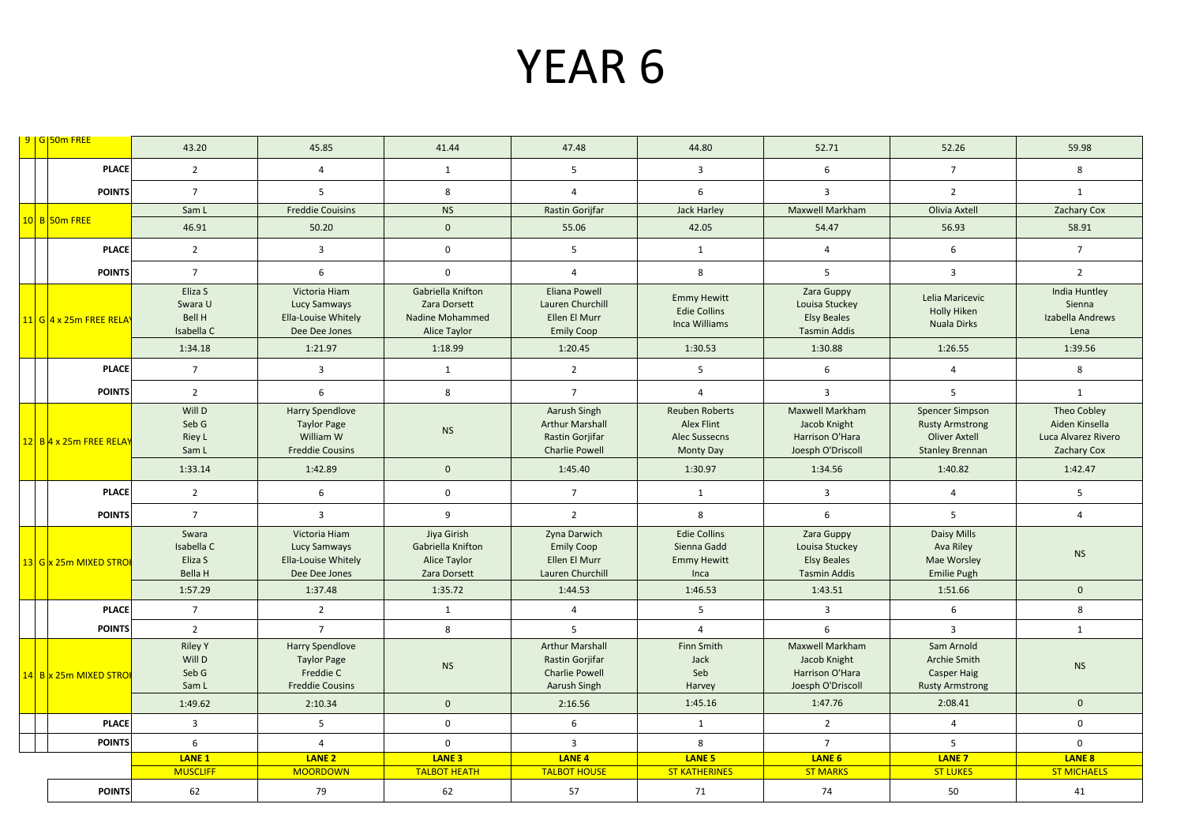# YEAR 6

| | | | | | | | | | |
|---|---|---|---|---|---|---|---|---|---|
| 9 | G 50m FREE | 43.20 | 45.85 | 41.44 | 47.48 | 44.80 | 52.71 | 52.26 | 59.98 |
| | PLACE | 2 | 4 | 1 | 5 | 3 | 6 | 7 | 8 |
| | POINTS | 7 | 5 | 8 | 4 | 6 | 3 | 2 | 1 |
| 10 | B 50m FREE | Sam L | Freddie Couisins | NS | Rastin Gorijfar | Jack Harley | Maxwell Markham | Olivia Axtell | Zachary Cox |
| | | 46.91 | 50.20 | 0 | 55.06 | 42.05 | 54.47 | 56.93 | 58.91 |
| | PLACE | 2 | 3 | 0 | 5 | 1 | 4 | 6 | 7 |
| | POINTS | 7 | 6 | 0 | 4 | 8 | 5 | 3 | 2 |
| 11 | G 4 x 25m FREE RELAY | Eliza S<br>Swara U<br>Bell H<br>Isabella C | Victoria Hiam<br>Lucy Samways<br>Ella-Louise Whitely<br>Dee Dee Jones | Gabriella Knifton<br>Zara Dorsett<br>Nadine Mohammed<br>Alice Taylor | Eliana Powell<br>Lauren Churchill<br>Ellen El Murr<br>Emily Coop | Emmy Hewitt<br>Edie Collins<br>Inca Williams | Zara Guppy<br>Louisa Stuckey<br>Elsy Beales<br>Tasmin Addis | Lelia Maricevic<br>Holly Hiken<br>Nuala Dirks | India Huntley<br>Sienna<br>Izabella Andrews<br>Lena |
| | | 1:34.18 | 1:21.97 | 1:18.99 | 1:20.45 | 1:30.53 | 1:30.88 | 1:26.55 | 1:39.56 |
| | PLACE | 7 | 3 | 1 | 2 | 5 | 6 | 4 | 8 |
| | POINTS | 2 | 6 | 8 | 7 | 4 | 3 | 5 | 1 |
| 12 | B 4 x 25m FREE RELAY | Will D<br>Seb G<br>Riey L<br>Sam L | Harry Spendlove<br>Taylor Page<br>William W<br>Freddie Cousins | NS | Aarush Singh<br>Arthur Marshall<br>Rastin Gorijfar<br>Charlie Powell | Reuben Roberts<br>Alex Flint<br>Alec Sussecns<br>Monty Day | Maxwell Markham<br>Jacob Knight<br>Harrison O'Hara<br>Joesph O'Driscoll | Spencer Simpson<br>Rusty Armstrong<br>Oliver Axtell<br>Stanley Brennan | Theo Cobley<br>Aiden Kinsella<br>Luca Alvarez Rivero<br>Zachary Cox |
| | | 1:33.14 | 1:42.89 | 0 | 1:45.40 | 1:30.97 | 1:34.56 | 1:40.82 | 1:42.47 |
| | PLACE | 2 | 6 | 0 | 7 | 1 | 3 | 4 | 5 |
| | POINTS | 7 | 3 | 9 | 2 | 8 | 6 | 5 | 4 |
| 13 | G x 25m MIXED STRO | Swara<br>Isabella C<br>Eliza S<br>Bella H | Victoria Hiam<br>Lucy Samways<br>Ella-Louise Whitely<br>Dee Dee Jones | Jiya Girish<br>Gabriella Knifton<br>Alice Taylor<br>Zara Dorsett | Zyna Darwich<br>Emily Coop<br>Ellen El Murr<br>Lauren Churchill | Edie Collins<br>Sienna Gadd<br>Emmy Hewitt<br>Inca | Zara Guppy<br>Louisa Stuckey<br>Elsy Beales<br>Tasmin Addis | Daisy Mills<br>Ava Riley<br>Mae Worsley<br>Emilie Pugh | NS |
| | | 1:57.29 | 1:37.48 | 1:35.72 | 1:44.53 | 1:46.53 | 1:43.51 | 1:51.66 | 0 |
| | PLACE | 7 | 2 | 1 | 4 | 5 | 3 | 6 | 8 |
| | POINTS | 2 | 7 | 8 | 5 | 4 | 6 | 3 | 1 |
| 14 | B x 25m MIXED STRO | Riley Y<br>Will D<br>Seb G<br>Sam L | Harry Spendlove<br>Taylor Page<br>Freddie C<br>Freddie Cousins | NS | Arthur Marshall<br>Rastin Gorjifar<br>Charlie Powell<br>Aarush Singh | Finn Smith<br>Jack<br>Seb<br>Harvey | Maxwell Markham<br>Jacob Knight<br>Harrison O'Hara<br>Joesph O'Driscoll | Sam Arnold<br>Archie Smith<br>Casper Haig<br>Rusty Armstrong | NS |
| | | 1:49.62 | 2:10.34 | 0 | 2:16.56 | 1:45.16 | 1:47.76 | 2:08.41 | 0 |
| | PLACE | 3 | 5 | 0 | 6 | 1 | 2 | 4 | 0 |
| | POINTS | 6 | 4 | 0 | 3 | 8 | 7 | 5 | 0 |
| | | **LANE 1** | **LANE 2** | **LANE 3** | **LANE 4** | **LANE 5** | **LANE 6** | **LANE 7** | **LANE 8** |
| | | MUSCLIFF | MOORDOWN | TALBOT HEATH | TALBOT HOUSE | ST KATHERINES | ST MARKS | ST LUKES | ST MICHAELS |
| | **POINTS** | 62 | 79 | 62 | 57 | 71 | 74 | 50 | 41 |